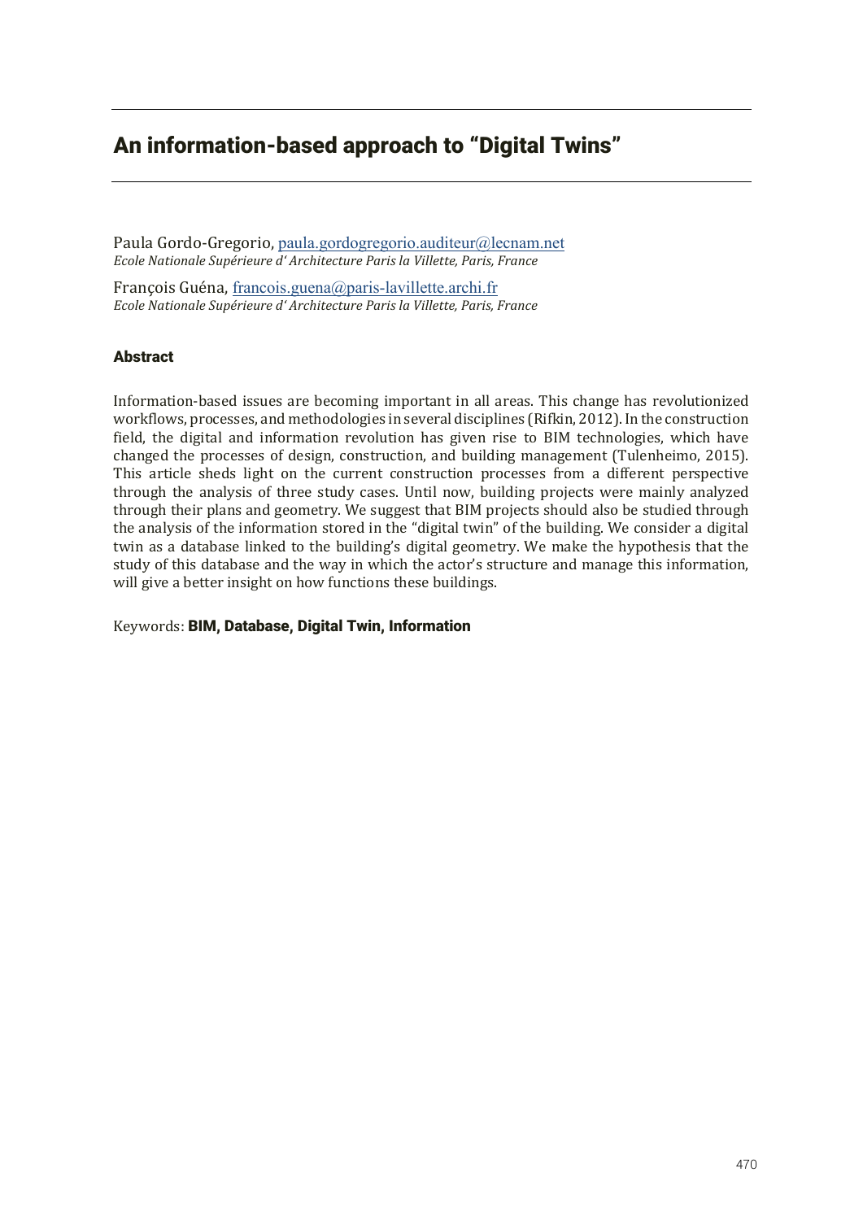# An information-based approach to "Digital Twins"

Paula Gordo-Gregorio, paula.gordogregorio.auditeur@lecnam.net
*Ecole Nationale Supérieure d' Architecture Paris la Villette, Paris, France*

François Guéna, francois.guena@paris-lavillette.archi.fr
*Ecole Nationale Supérieure d' Architecture Paris la Villette, Paris, France*

## Abstract

Information-based issues are becoming important in all areas. This change has revolutionized workflows, processes, and methodologies in several disciplines (Rifkin, 2012). In the construction field, the digital and information revolution has given rise to BIM technologies, which have changed the processes of design, construction, and building management (Tulenheimo, 2015). This article sheds light on the current construction processes from a different perspective through the analysis of three study cases. Until now, building projects were mainly analyzed through their plans and geometry. We suggest that BIM projects should also be studied through the analysis of the information stored in the "digital twin" of the building. We consider a digital twin as a database linked to the building's digital geometry. We make the hypothesis that the study of this database and the way in which the actor's structure and manage this information, will give a better insight on how functions these buildings.

Keywords: **BIM, Database, Digital Twin, Information**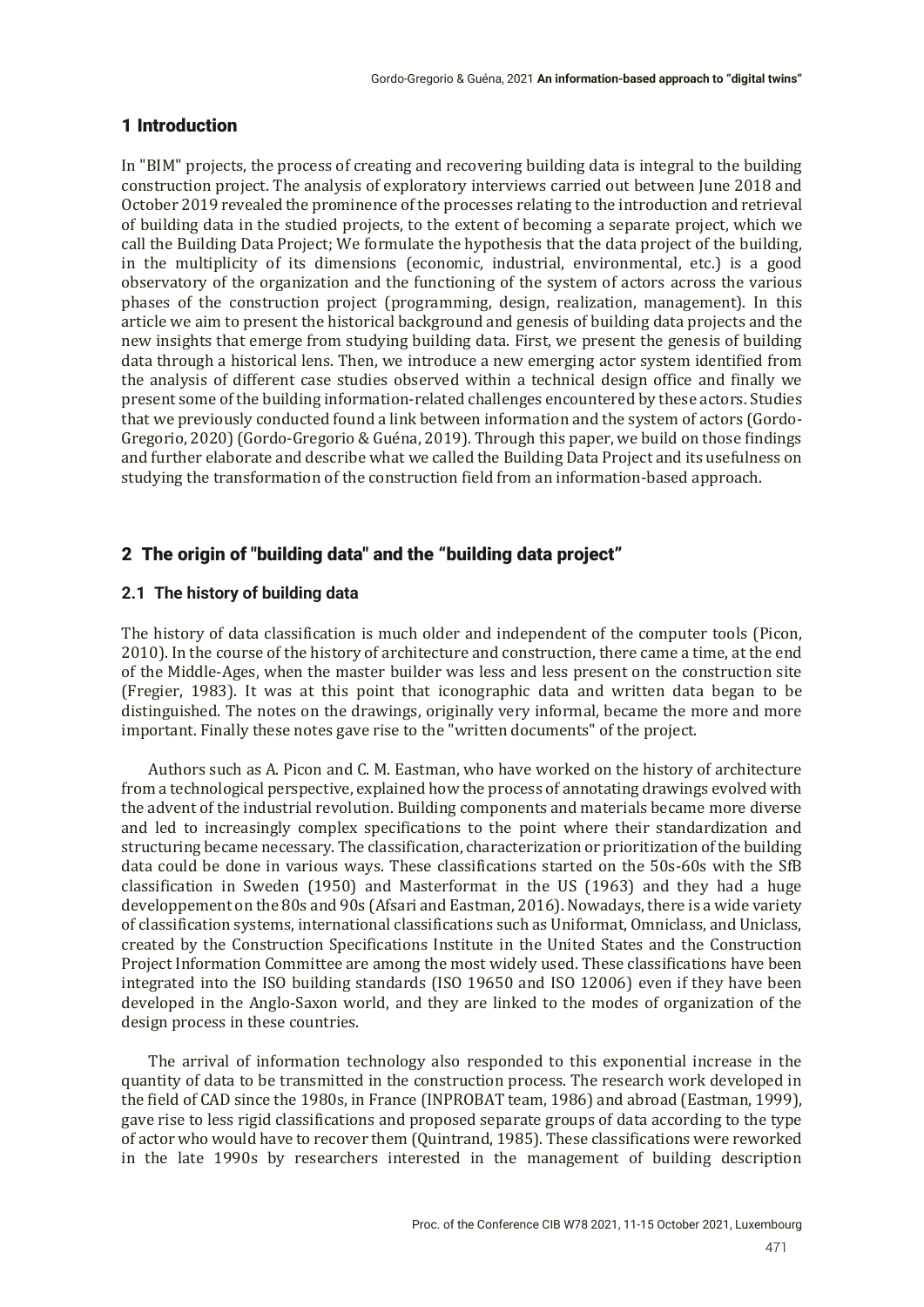## 1 Introduction

In "BIM" projects, the process of creating and recovering building data is integral to the building construction project. The analysis of exploratory interviews carried out between June 2018 and October 2019 revealed the prominence of the processes relating to the introduction and retrieval of building data in the studied projects, to the extent of becoming a separate project, which we call the Building Data Project; We formulate the hypothesis that the data project of the building, in the multiplicity of its dimensions (economic, industrial, environmental, etc.) is a good observatory of the organization and the functioning of the system of actors across the various phases of the construction project (programming, design, realization, management). In this article we aim to present the historical background and genesis of building data projects and the new insights that emerge from studying building data. First, we present the genesis of building data through a historical lens. Then, we introduce a new emerging actor system identified from the analysis of different case studies observed within a technical design office and finally we present some of the building information-related challenges encountered by these actors. Studies that we previously conducted found a link between information and the system of actors (Gordo-Gregorio, 2020) (Gordo-Gregorio & Guéna, 2019). Through this paper, we build on those findings and further elaborate and describe what we called the Building Data Project and its usefulness on studying the transformation of the construction field from an information-based approach.

## 2 The origin of "building data" and the "building data project"

### 2.1 The history of building data

The history of data classification is much older and independent of the computer tools (Picon, 2010). In the course of the history of architecture and construction, there came a time, at the end of the Middle-Ages, when the master builder was less and less present on the construction site (Fregier, 1983). It was at this point that iconographic data and written data began to be distinguished. The notes on the drawings, originally very informal, became the more and more important. Finally these notes gave rise to the "written documents" of the project.

Authors such as A. Picon and C. M. Eastman, who have worked on the history of architecture from a technological perspective, explained how the process of annotating drawings evolved with the advent of the industrial revolution. Building components and materials became more diverse and led to increasingly complex specifications to the point where their standardization and structuring became necessary. The classification, characterization or prioritization of the building data could be done in various ways. These classifications started on the 50s-60s with the SfB classification in Sweden (1950) and Masterformat in the US (1963) and they had a huge developpement on the 80s and 90s (Afsari and Eastman, 2016). Nowadays, there is a wide variety of classification systems, international classifications such as Uniformat, Omniclass, and Uniclass, created by the Construction Specifications Institute in the United States and the Construction Project Information Committee are among the most widely used. These classifications have been integrated into the ISO building standards (ISO 19650 and ISO 12006) even if they have been developed in the Anglo-Saxon world, and they are linked to the modes of organization of the design process in these countries.

The arrival of information technology also responded to this exponential increase in the quantity of data to be transmitted in the construction process. The research work developed in the field of CAD since the 1980s, in France (INPROBAT team, 1986) and abroad (Eastman, 1999), gave rise to less rigid classifications and proposed separate groups of data according to the type of actor who would have to recover them (Quintrand, 1985). These classifications were reworked in the late 1990s by researchers interested in the management of building description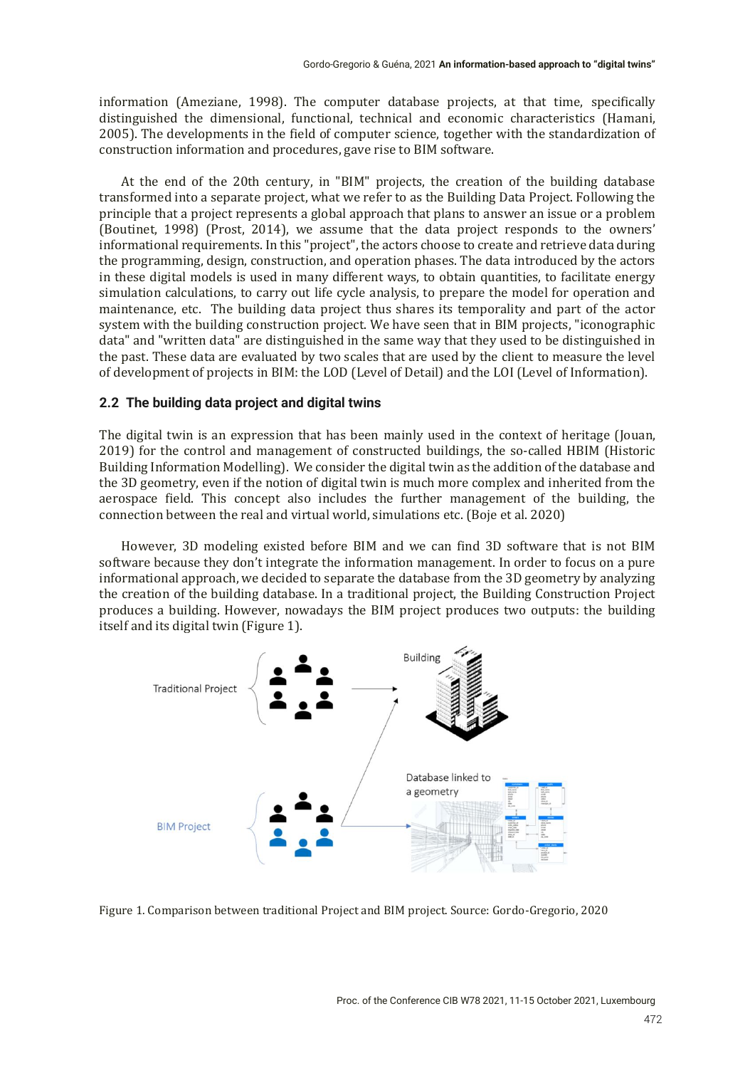information (Ameziane, 1998). The computer database projects, at that time, specifically distinguished the dimensional, functional, technical and economic characteristics (Hamani, 2005). The developments in the field of computer science, together with the standardization of construction information and procedures, gave rise to BIM software.

At the end of the 20th century, in "BIM" projects, the creation of the building database transformed into a separate project, what we refer to as the Building Data Project. Following the principle that a project represents a global approach that plans to answer an issue or a problem (Boutinet, 1998) (Prost, 2014), we assume that the data project responds to the owners' informational requirements. In this "project", the actors choose to create and retrieve data during the programming, design, construction, and operation phases. The data introduced by the actors in these digital models is used in many different ways, to obtain quantities, to facilitate energy simulation calculations, to carry out life cycle analysis, to prepare the model for operation and maintenance, etc. The building data project thus shares its temporality and part of the actor system with the building construction project. We have seen that in BIM projects, "iconographic data" and "written data" are distinguished in the same way that they used to be distinguished in the past. These data are evaluated by two scales that are used by the client to measure the level of development of projects in BIM: the LOD (Level of Detail) and the LOI (Level of Information).

## 2.2 The building data project and digital twins

The digital twin is an expression that has been mainly used in the context of heritage (Jouan, 2019) for the control and management of constructed buildings, the so-called HBIM (Historic Building Information Modelling). We consider the digital twin as the addition of the database and the 3D geometry, even if the notion of digital twin is much more complex and inherited from the aerospace field. This concept also includes the further management of the building, the connection between the real and virtual world, simulations etc. (Boje et al. 2020)

However, 3D modeling existed before BIM and we can find 3D software that is not BIM software because they don't integrate the information management. In order to focus on a pure informational approach, we decided to separate the database from the 3D geometry by analyzing the creation of the building database. In a traditional project, the Building Construction Project produces a building. However, nowadays the BIM project produces two outputs: the building itself and its digital twin (Figure 1).

Figure 1. Comparison between traditional Project and BIM project. Source: Gordo-Gregorio, 2020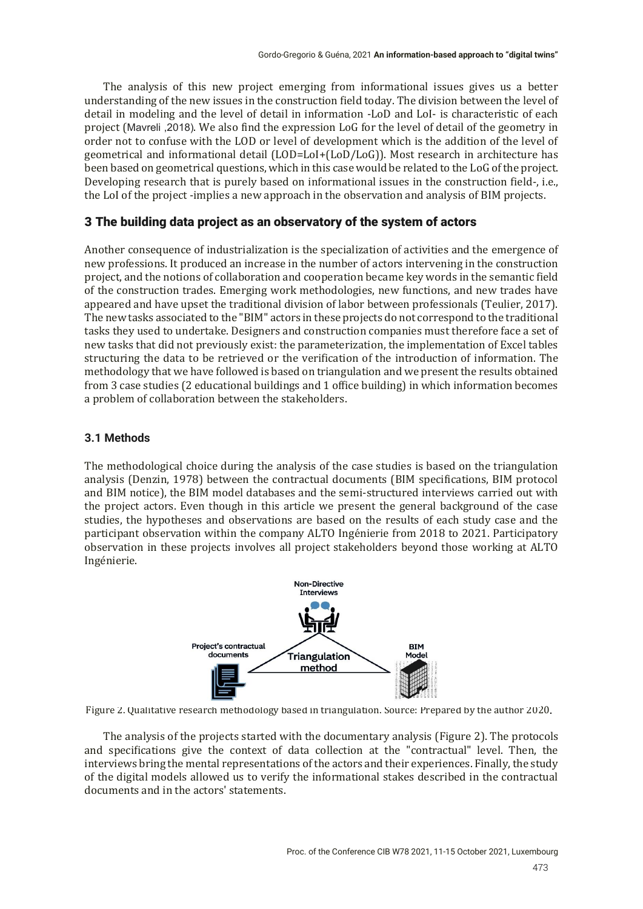The analysis of this new project emerging from informational issues gives us a better understanding of the new issues in the construction field today. The division between the level of detail in modeling and the level of detail in information -LoD and LoI- is characteristic of each project (Mavreli ,2018). We also find the expression LoG for the level of detail of the geometry in order not to confuse with the LOD or level of development which is the addition of the level of geometrical and informational detail (LOD=LoI+(LoD/LoG)). Most research in architecture has been based on geometrical questions, which in this case would be related to the LoG of the project. Developing research that is purely based on informational issues in the construction field-, i.e., the LoI of the project -implies a new approach in the observation and analysis of BIM projects.

## 3 The building data project as an observatory of the system of actors

Another consequence of industrialization is the specialization of activities and the emergence of new professions. It produced an increase in the number of actors intervening in the construction project, and the notions of collaboration and cooperation became key words in the semantic field of the construction trades. Emerging work methodologies, new functions, and new trades have appeared and have upset the traditional division of labor between professionals (Teulier, 2017). The new tasks associated to the "BIM" actors in these projects do not correspond to the traditional tasks they used to undertake. Designers and construction companies must therefore face a set of new tasks that did not previously exist: the parameterization, the implementation of Excel tables structuring the data to be retrieved or the verification of the introduction of information. The methodology that we have followed is based on triangulation and we present the results obtained from 3 case studies (2 educational buildings and 1 office building) in which information becomes a problem of collaboration between the stakeholders.

### 3.1 Methods

The methodological choice during the analysis of the case studies is based on the triangulation analysis (Denzin, 1978) between the contractual documents (BIM specifications, BIM protocol and BIM notice), the BIM model databases and the semi-structured interviews carried out with the project actors. Even though in this article we present the general background of the case studies, the hypotheses and observations are based on the results of each study case and the participant observation within the company ALTO Ingénierie from 2018 to 2021. Participatory observation in these projects involves all project stakeholders beyond those working at ALTO Ingénierie.

Figure 2. Qualitative research methodology based in triangulation. Source: Prepared by the author 2020.

The analysis of the projects started with the documentary analysis (Figure 2). The protocols and specifications give the context of data collection at the "contractual" level. Then, the interviews bring the mental representations of the actors and their experiences. Finally, the study of the digital models allowed us to verify the informational stakes described in the contractual documents and in the actors' statements.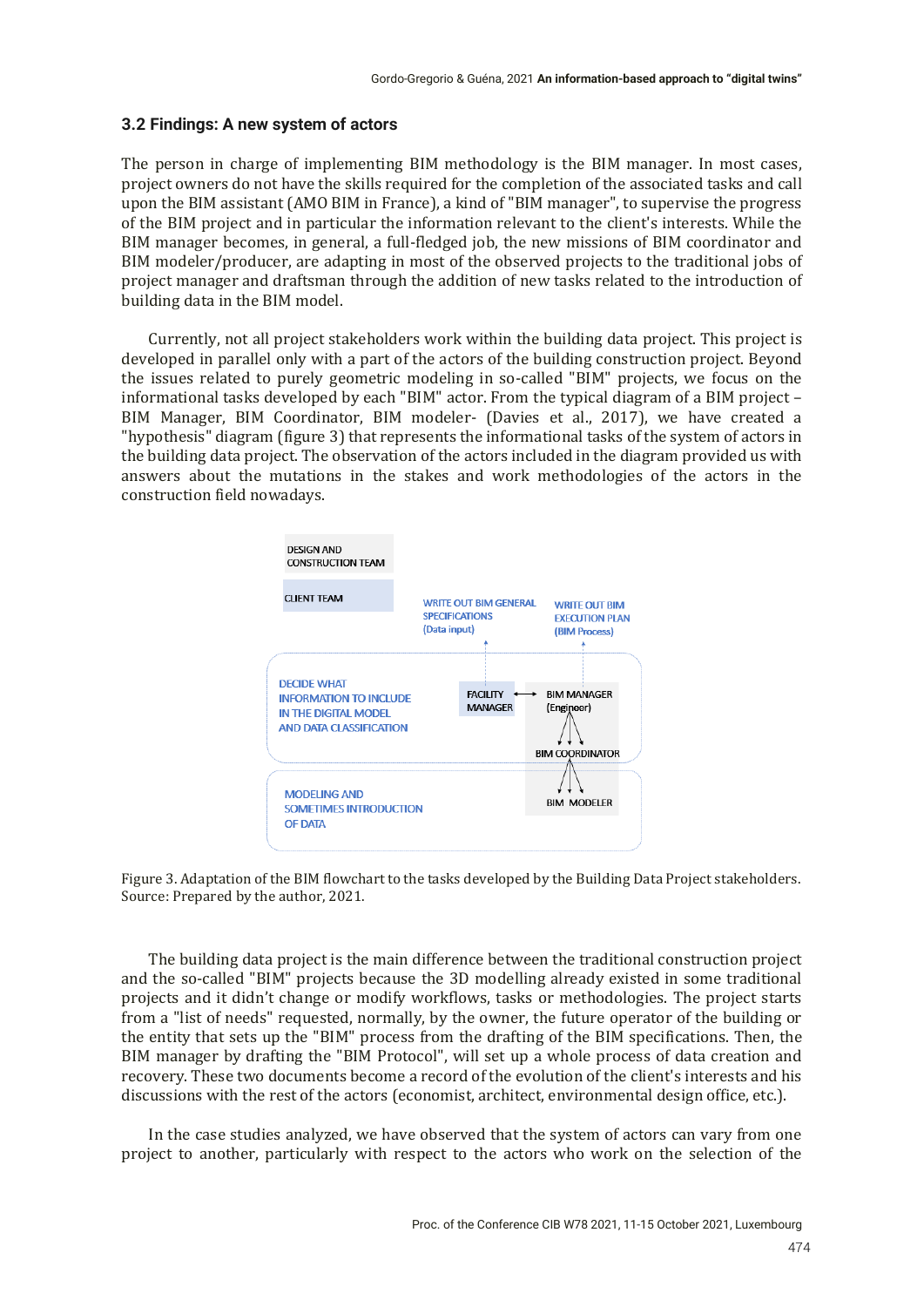### 3.2 Findings: A new system of actors

The person in charge of implementing BIM methodology is the BIM manager. In most cases, project owners do not have the skills required for the completion of the associated tasks and call upon the BIM assistant (AMO BIM in France), a kind of "BIM manager", to supervise the progress of the BIM project and in particular the information relevant to the client's interests. While the BIM manager becomes, in general, a full-fledged job, the new missions of BIM coordinator and BIM modeler/producer, are adapting in most of the observed projects to the traditional jobs of project manager and draftsman through the addition of new tasks related to the introduction of building data in the BIM model.

Currently, not all project stakeholders work within the building data project. This project is developed in parallel only with a part of the actors of the building construction project. Beyond the issues related to purely geometric modeling in so-called "BIM" projects, we focus on the informational tasks developed by each "BIM" actor. From the typical diagram of a BIM project – BIM Manager, BIM Coordinator, BIM modeler- (Davies et al., 2017), we have created a "hypothesis" diagram (figure 3) that represents the informational tasks of the system of actors in the building data project. The observation of the actors included in the diagram provided us with answers about the mutations in the stakes and work methodologies of the actors in the construction field nowadays.

DESIGN AND CONSTRUCTION TEAM

CLIENT TEAM

WRITE OUT BIM GENERAL SPECIFICATIONS (Data input)

WRITE OUT BIM EXECUTION PLAN (BIM Process)

DECIDE WHAT INFORMATION TO INCLUDE IN THE DIGITAL MODEL AND DATA CLASSIFICATION

FACILITY MANAGER

BIM MANAGER (Engineer)

BIM COORDINATOR

MODELING AND SOMETIMES INTRODUCTION OF DATA

BIM MODELER

Figure 3. Adaptation of the BIM flowchart to the tasks developed by the Building Data Project stakeholders. Source: Prepared by the author, 2021.

The building data project is the main difference between the traditional construction project and the so-called "BIM" projects because the 3D modelling already existed in some traditional projects and it didn't change or modify workflows, tasks or methodologies. The project starts from a "list of needs" requested, normally, by the owner, the future operator of the building or the entity that sets up the "BIM" process from the drafting of the BIM specifications. Then, the BIM manager by drafting the "BIM Protocol", will set up a whole process of data creation and recovery. These two documents become a record of the evolution of the client's interests and his discussions with the rest of the actors (economist, architect, environmental design office, etc.).

In the case studies analyzed, we have observed that the system of actors can vary from one project to another, particularly with respect to the actors who work on the selection of the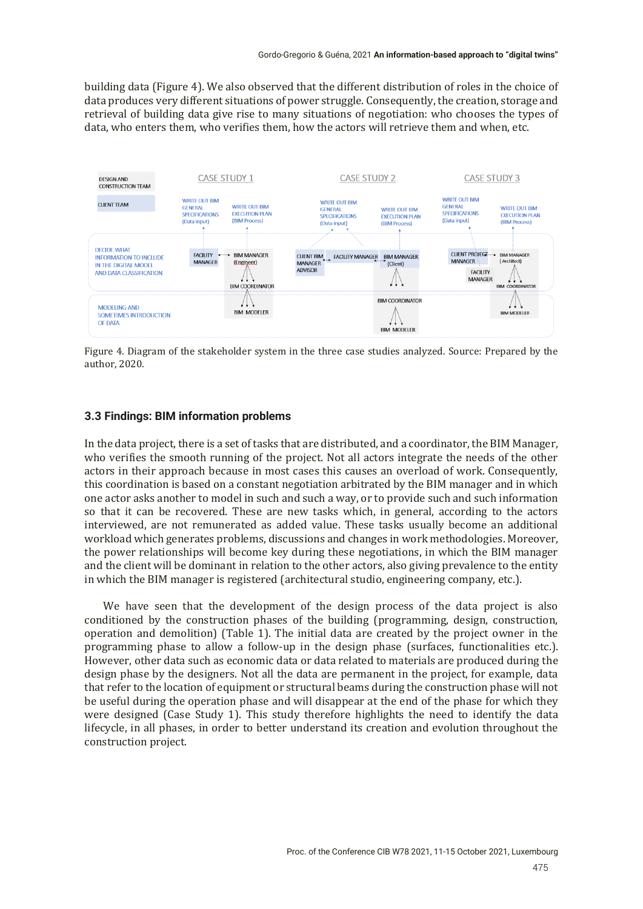building data (Figure 4). We also observed that the different distribution of roles in the choice of data produces very different situations of power struggle. Consequently, the creation, storage and retrieval of building data give rise to many situations of negotiation: who chooses the types of data, who enters them, who verifies them, how the actors will retrieve them and when, etc.

Figure 4. Diagram of the stakeholder system in the three case studies analyzed. Source: Prepared by the author, 2020.

### 3.3 Findings: BIM information problems

In the data project, there is a set of tasks that are distributed, and a coordinator, the BIM Manager, who verifies the smooth running of the project. Not all actors integrate the needs of the other actors in their approach because in most cases this causes an overload of work. Consequently, this coordination is based on a constant negotiation arbitrated by the BIM manager and in which one actor asks another to model in such and such a way, or to provide such and such information so that it can be recovered. These are new tasks which, in general, according to the actors interviewed, are not remunerated as added value. These tasks usually become an additional workload which generates problems, discussions and changes in work methodologies. Moreover, the power relationships will become key during these negotiations, in which the BIM manager and the client will be dominant in relation to the other actors, also giving prevalence to the entity in which the BIM manager is registered (architectural studio, engineering company, etc.).

We have seen that the development of the design process of the data project is also conditioned by the construction phases of the building (programming, design, construction, operation and demolition) (Table 1). The initial data are created by the project owner in the programming phase to allow a follow-up in the design phase (surfaces, functionalities etc.). However, other data such as economic data or data related to materials are produced during the design phase by the designers. Not all the data are permanent in the project, for example, data that refer to the location of equipment or structural beams during the construction phase will not be useful during the operation phase and will disappear at the end of the phase for which they were designed (Case Study 1). This study therefore highlights the need to identify the data lifecycle, in all phases, in order to better understand its creation and evolution throughout the construction project.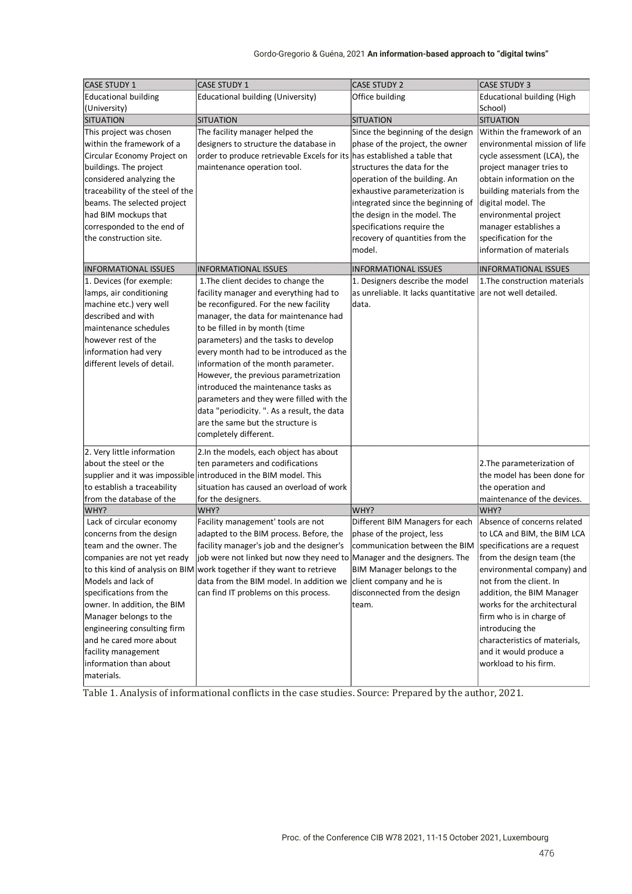| CASE STUDY 1 | CASE STUDY 1 | CASE STUDY 2 | CASE STUDY 3 |
|---|---|---|---|
| Educational building (University) | Educational building (University) | Office building | Educational building (High School) |
| SITUATION | SITUATION | SITUATION | SITUATION |
| This project was chosen within the framework of a Circular Economy Project on buildings. The project considered analyzing the traceability of the steel of the beams. The selected project had BIM mockups that corresponded to the end of the construction site. | The facility manager helped the designers to structure the database in order to produce retrievable Excels for its maintenance operation tool. | Since the beginning of the design phase of the project, the owner has established a table that structures the data for the operation of the building. An exhaustive parameterization is integrated since the beginning of the design in the model. The specifications require the recovery of quantities from the model. | Within the framework of an environmental mission of life cycle assessment (LCA), the project manager tries to obtain information on the building materials from the digital model. The environmental project manager establishes a specification for the information of materials |
| INFORMATIONAL ISSUES | INFORMATIONAL ISSUES | INFORMATIONAL ISSUES | INFORMATIONAL ISSUES |
| 1. Devices (for exemple: lamps, air conditioning machine etc.) very well described and with maintenance schedules however rest of the information had very different levels of detail. | 1.The client decides to change the facility manager and everything had to be reconfigured. For the new facility manager, the data for maintenance had to be filled in by month (time parameters) and the tasks to develop every month had to be introduced as the information of the month parameter. However, the previous parametrization introduced the maintenance tasks as parameters and they were filled with the data "periodicity. ". As a result, the data are the same but the structure is completely different. | 1. Designers describe the model as unreliable. It lacks quantitative data. | 1.The construction materials are not well detailed. |
| 2. Very little information about the steel or the supplier and it was impossible to establish a traceability from the database of the | 2.In the models, each object has about ten parameters and codifications introduced in the BIM model. This situation has caused an overload of work for the designers. | | 2.The parameterization of the model has been done for the operation and maintenance of the devices. |
| WHY? | WHY? | WHY? | WHY? |
| Lack of circular economy concerns from the design team and the owner. The companies are not yet ready to this kind of analysis on BIM Models and lack of specifications from the owner. In addition, the BIM Manager belongs to the engineering consulting firm and he cared more about facility management information than about materials. | Facility management' tools are not adapted to the BIM process. Before, the facility manager's job and the designer's job were not linked but now they need to work together if they want to retrieve data from the BIM model. In addition we can find IT problems on this process. | Different BIM Managers for each phase of the project, less communication between the BIM Manager and the designers. The BIM Manager belongs to the client company and he is disconnected from the design team. | Absence of concerns related to LCA and BIM, the BIM LCA specifications are a request from the design team (the environmental company) and not from the client. In addition, the BIM Manager works for the architectural firm who is in charge of introducing the characteristics of materials, and it would produce a workload to his firm. |

Table 1. Analysis of informational conflicts in the case studies. Source: Prepared by the author, 2021.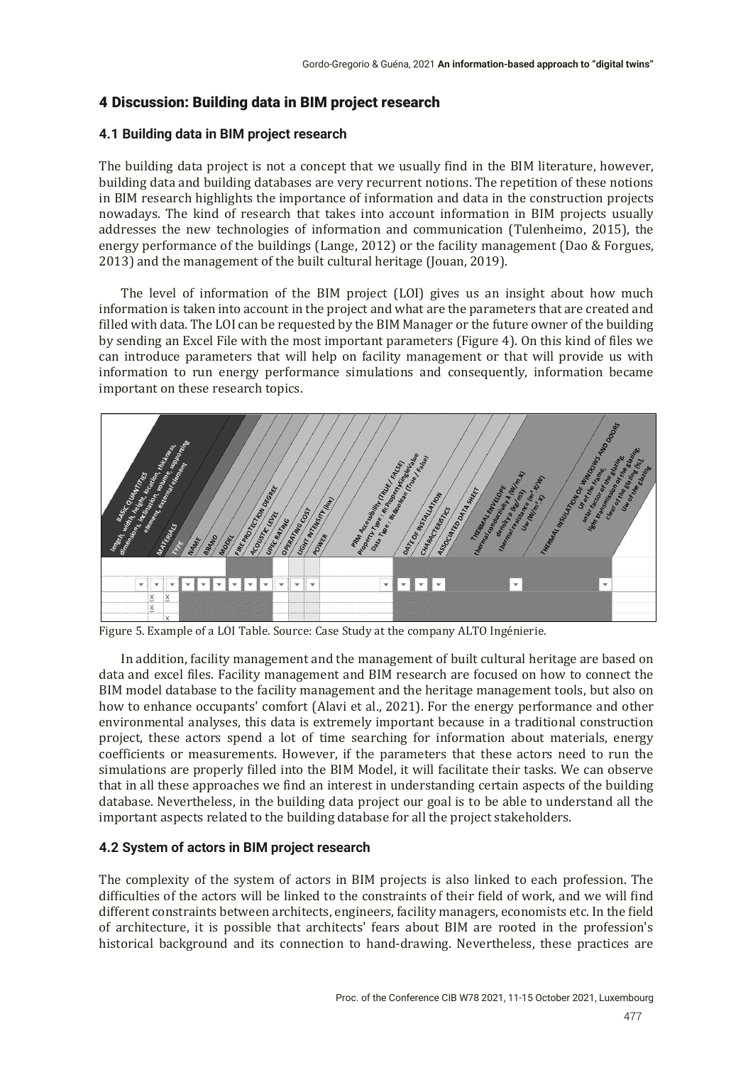## 4 Discussion: Building data in BIM project research

### 4.1 Building data in BIM project research

The building data project is not a concept that we usually find in the BIM literature, however, building data and building databases are very recurrent notions. The repetition of these notions in BIM research highlights the importance of information and data in the construction projects nowadays. The kind of research that takes into account information in BIM projects usually addresses the new technologies of information and communication (Tulenheimo, 2015), the energy performance of the buildings (Lange, 2012) or the facility management (Dao & Forgues, 2013) and the management of the built cultural heritage (Jouan, 2019).

The level of information of the BIM project (LOI) gives us an insight about how much information is taken into account in the project and what are the parameters that are created and filled with data. The LOI can be requested by the BIM Manager or the future owner of the building by sending an Excel File with the most important parameters (Figure 4). On this kind of files we can introduce parameters that will help on facility management or that will provide us with information to run energy performance simulations and consequently, information became important on these research topics.

Figure 5. Example of a LOI Table. Source: Case Study at the company ALTO Ingénierie.

In addition, facility management and the management of built cultural heritage are based on data and excel files. Facility management and BIM research are focused on how to connect the BIM model database to the facility management and the heritage management tools, but also on how to enhance occupants' comfort (Alavi et al., 2021). For the energy performance and other environmental analyses, this data is extremely important because in a traditional construction project, these actors spend a lot of time searching for information about materials, energy coefficients or measurements. However, if the parameters that these actors need to run the simulations are properly filled into the BIM Model, it will facilitate their tasks. We can observe that in all these approaches we find an interest in understanding certain aspects of the building database. Nevertheless, in the building data project our goal is to be able to understand all the important aspects related to the building database for all the project stakeholders.

### 4.2 System of actors in BIM project research

The complexity of the system of actors in BIM projects is also linked to each profession. The difficulties of the actors will be linked to the constraints of their field of work, and we will find different constraints between architects, engineers, facility managers, economists etc. In the field of architecture, it is possible that architects' fears about BIM are rooted in the profession's historical background and its connection to hand-drawing. Nevertheless, these practices are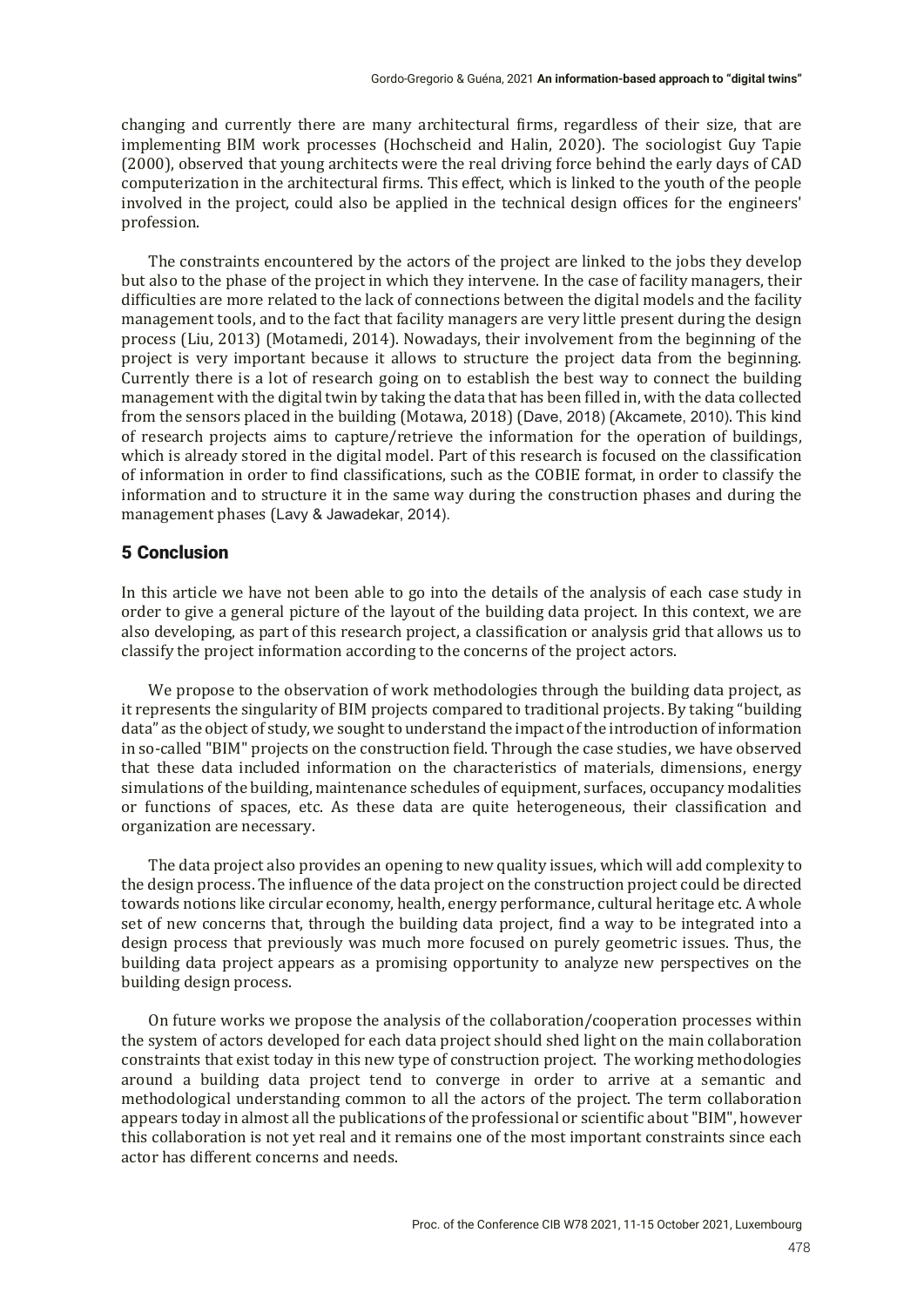changing and currently there are many architectural firms, regardless of their size, that are implementing BIM work processes (Hochscheid and Halin, 2020). The sociologist Guy Tapie (2000), observed that young architects were the real driving force behind the early days of CAD computerization in the architectural firms. This effect, which is linked to the youth of the people involved in the project, could also be applied in the technical design offices for the engineers' profession.

The constraints encountered by the actors of the project are linked to the jobs they develop but also to the phase of the project in which they intervene. In the case of facility managers, their difficulties are more related to the lack of connections between the digital models and the facility management tools, and to the fact that facility managers are very little present during the design process (Liu, 2013) (Motamedi, 2014). Nowadays, their involvement from the beginning of the project is very important because it allows to structure the project data from the beginning. Currently there is a lot of research going on to establish the best way to connect the building management with the digital twin by taking the data that has been filled in, with the data collected from the sensors placed in the building (Motawa, 2018) (Dave, 2018) (Akcamete, 2010). This kind of research projects aims to capture/retrieve the information for the operation of buildings, which is already stored in the digital model. Part of this research is focused on the classification of information in order to find classifications, such as the COBIE format, in order to classify the information and to structure it in the same way during the construction phases and during the management phases (Lavy & Jawadekar, 2014).

## 5 Conclusion

In this article we have not been able to go into the details of the analysis of each case study in order to give a general picture of the layout of the building data project. In this context, we are also developing, as part of this research project, a classification or analysis grid that allows us to classify the project information according to the concerns of the project actors.

We propose to the observation of work methodologies through the building data project, as it represents the singularity of BIM projects compared to traditional projects. By taking "building data" as the object of study, we sought to understand the impact of the introduction of information in so-called "BIM" projects on the construction field. Through the case studies, we have observed that these data included information on the characteristics of materials, dimensions, energy simulations of the building, maintenance schedules of equipment, surfaces, occupancy modalities or functions of spaces, etc. As these data are quite heterogeneous, their classification and organization are necessary.

The data project also provides an opening to new quality issues, which will add complexity to the design process. The influence of the data project on the construction project could be directed towards notions like circular economy, health, energy performance, cultural heritage etc. A whole set of new concerns that, through the building data project, find a way to be integrated into a design process that previously was much more focused on purely geometric issues. Thus, the building data project appears as a promising opportunity to analyze new perspectives on the building design process.

On future works we propose the analysis of the collaboration/cooperation processes within the system of actors developed for each data project should shed light on the main collaboration constraints that exist today in this new type of construction project. The working methodologies around a building data project tend to converge in order to arrive at a semantic and methodological understanding common to all the actors of the project. The term collaboration appears today in almost all the publications of the professional or scientific about "BIM", however this collaboration is not yet real and it remains one of the most important constraints since each actor has different concerns and needs.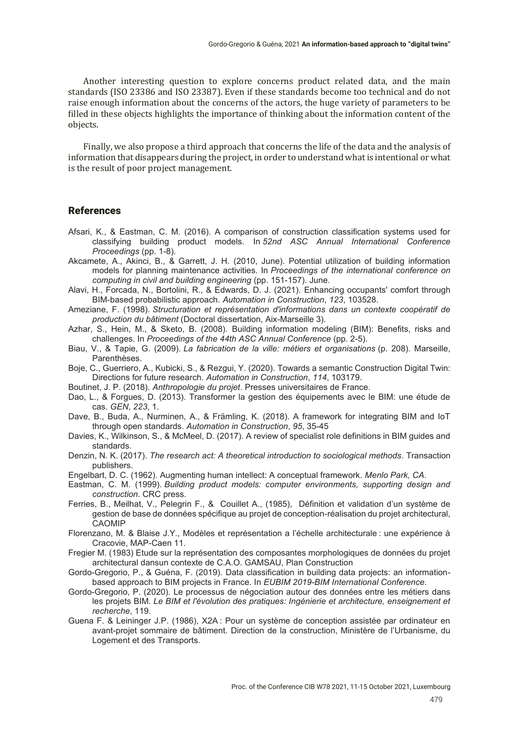Another interesting question to explore concerns product related data, and the main standards (ISO 23386 and ISO 23387). Even if these standards become too technical and do not raise enough information about the concerns of the actors, the huge variety of parameters to be filled in these objects highlights the importance of thinking about the information content of the objects.

Finally, we also propose a third approach that concerns the life of the data and the analysis of information that disappears during the project, in order to understand what is intentional or what is the result of poor project management.

## References

Afsari, K., & Eastman, C. M. (2016). A comparison of construction classification systems used for classifying building product models. In *52nd ASC Annual International Conference Proceedings* (pp. 1-8).

Akcamete, A., Akinci, B., & Garrett, J. H. (2010, June). Potential utilization of building information models for planning maintenance activities. In *Proceedings of the international conference on computing in civil and building engineering* (pp. 151-157). June.

Alavi, H., Forcada, N., Bortolini, R., & Edwards, D. J. (2021). Enhancing occupants' comfort through BIM-based probabilistic approach. *Automation in Construction*, *123*, 103528.

Ameziane, F. (1998). *Structuration et représentation d'informations dans un contexte coopératif de production du bâtiment* (Doctoral dissertation, Aix-Marseille 3).

Azhar, S., Hein, M., & Sketo, B. (2008). Building information modeling (BIM): Benefits, risks and challenges. In *Proceedings of the 44th ASC Annual Conference* (pp. 2-5).

Biau, V., & Tapie, G. (2009). *La fabrication de la ville: métiers et organisations* (p. 208). Marseille, Parenthèses.

Boje, C., Guerriero, A., Kubicki, S., & Rezgui, Y. (2020). Towards a semantic Construction Digital Twin: Directions for future research. *Automation in Construction*, *114*, 103179.

Boutinet, J. P. (2018). *Anthropologie du projet*. Presses universitaires de France.

Dao, L., & Forgues, D. (2013). Transformer la gestion des équipements avec le BIM: une étude de cas. *GEN*, *223*, 1.

Dave, B., Buda, A., Nurminen, A., & Främling, K. (2018). A framework for integrating BIM and IoT through open standards. *Automation in Construction*, *95*, 35-45

Davies, K., Wilkinson, S., & McMeel, D. (2017). A review of specialist role definitions in BIM guides and standards.

Denzin, N. K. (2017). *The research act: A theoretical introduction to sociological methods*. Transaction publishers.

Engelbart, D. C. (1962). Augmenting human intellect: A conceptual framework. *Menlo Park, CA.*

Eastman, C. M. (1999). *Building product models: computer environments, supporting design and construction*. CRC press.

Ferries, B., Meilhat, V., Pelegrin F., & Couillet A., (1985), Définition et validation d'un système de gestion de base de données spécifique au projet de conception-réalisation du projet architectural, CAOMIP

Florenzano, M. & Blaise J.Y., Modèles et représentation a l'échelle architecturale : une expérience à Cracovie, MAP-Caen 11.

Fregier M. (1983) Etude sur la représentation des composantes morphologiques de données du projet architectural dansun contexte de C.A.O. GAMSAU, Plan Construction

Gordo-Gregorio, P., & Guéna, F. (2019). Data classification in building data projects: an information-based approach to BIM projects in France. In *EUBIM 2019-BIM International Conference*.

Gordo-Gregorio, P. (2020). Le processus de négociation autour des données entre les métiers dans les projets BIM. *Le BIM et l'évolution des pratiques: Ingénierie et architecture, enseignement et recherche*, 119.

Guena F. & Leininger J.P. (1986), X2A : Pour un système de conception assistée par ordinateur en avant-projet sommaire de bâtiment. Direction de la construction, Ministère de l'Urbanisme, du Logement et des Transports.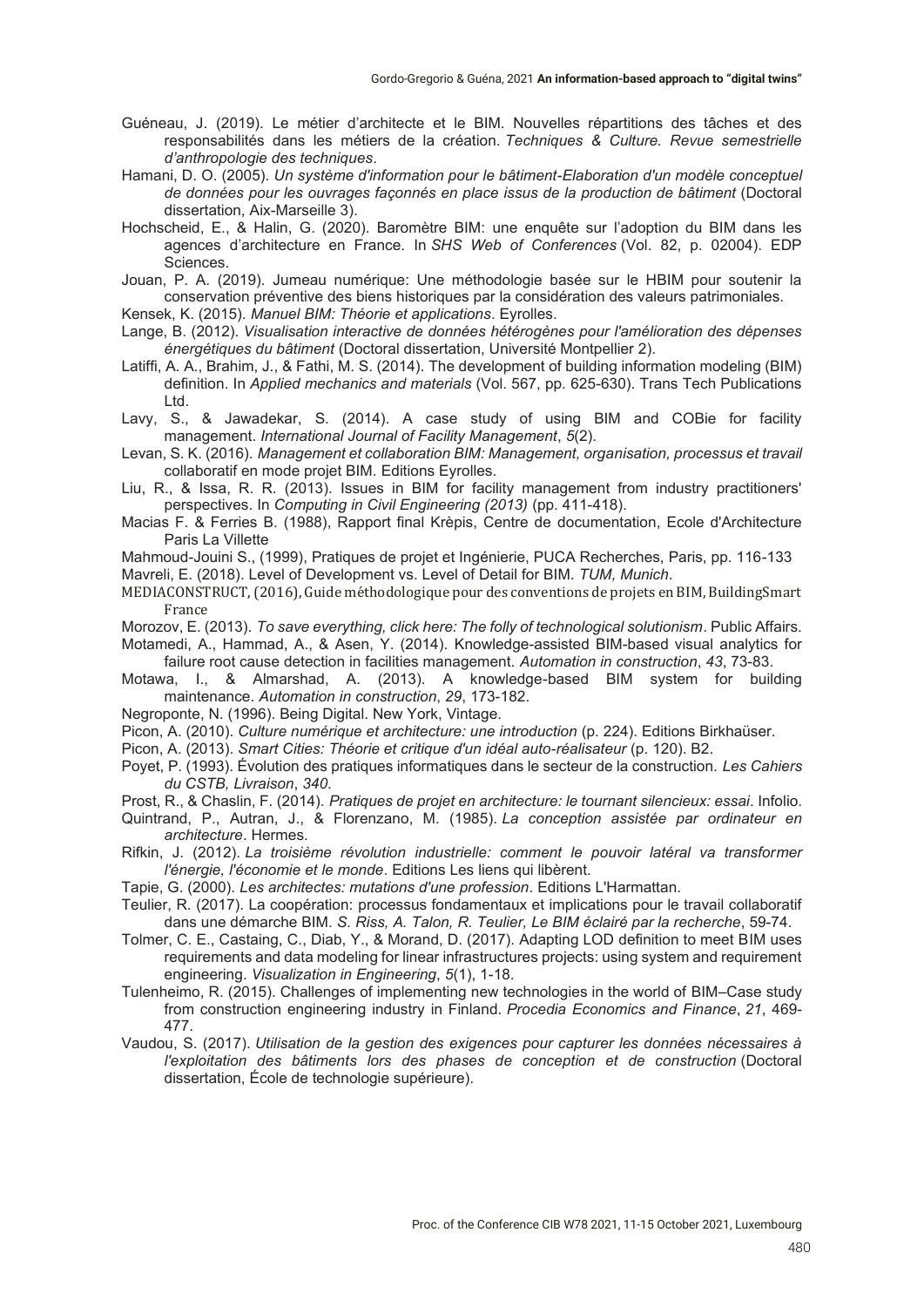Guéneau, J. (2019). Le métier d'architecte et le BIM. Nouvelles répartitions des tâches et des responsabilités dans les métiers de la création. *Techniques & Culture. Revue semestrielle d'anthropologie des techniques*.

Hamani, D. O. (2005). *Un système d'information pour le bâtiment-Elaboration d'un modèle conceptuel de données pour les ouvrages façonnés en place issus de la production de bâtiment* (Doctoral dissertation, Aix-Marseille 3).

Hochscheid, E., & Halin, G. (2020). Baromètre BIM: une enquête sur l'adoption du BIM dans les agences d'architecture en France. In *SHS Web of Conferences* (Vol. 82, p. 02004). EDP Sciences.

Jouan, P. A. (2019). Jumeau numérique: Une méthodologie basée sur le HBIM pour soutenir la conservation préventive des biens historiques par la considération des valeurs patrimoniales.

Kensek, K. (2015). *Manuel BIM: Théorie et applications*. Eyrolles.

Lange, B. (2012). *Visualisation interactive de données hétérogènes pour l'amélioration des dépenses énergétiques du bâtiment* (Doctoral dissertation, Université Montpellier 2).

Latiffi, A. A., Brahim, J., & Fathi, M. S. (2014). The development of building information modeling (BIM) definition. In *Applied mechanics and materials* (Vol. 567, pp. 625-630). Trans Tech Publications Ltd.

Lavy, S., & Jawadekar, S. (2014). A case study of using BIM and COBie for facility management. *International Journal of Facility Management*, *5*(2).

Levan, S. K. (2016). *Management et collaboration BIM: Management, organisation, processus et travail* collaboratif en mode projet BIM. Editions Eyrolles.

Liu, R., & Issa, R. R. (2013). Issues in BIM for facility management from industry practitioners' perspectives. In *Computing in Civil Engineering (2013)* (pp. 411-418).

Macias F. & Ferries B. (1988), Rapport final Krèpis, Centre de documentation, Ecole d'Architecture Paris La Villette

Mahmoud-Jouini S., (1999), Pratiques de projet et Ingénierie, PUCA Recherches, Paris, pp. 116-133

Mavreli, E. (2018). Level of Development vs. Level of Detail for BIM. *TUM, Munich*.

MEDIACONSTRUCT, (2016), Guide méthodologique pour des conventions de projets en BIM, BuildingSmart France

Morozov, E. (2013). *To save everything, click here: The folly of technological solutionism*. Public Affairs.

Motamedi, A., Hammad, A., & Asen, Y. (2014). Knowledge-assisted BIM-based visual analytics for failure root cause detection in facilities management. *Automation in construction*, *43*, 73-83.

Motawa, I., & Almarshad, A. (2013). A knowledge-based BIM system for building maintenance. *Automation in construction*, *29*, 173-182.

Negroponte, N. (1996). Being Digital. New York, Vintage.

Picon, A. (2010). *Culture numérique et architecture: une introduction* (p. 224). Editions Birkhaüser.

Picon, A. (2013). *Smart Cities: Théorie et critique d'un idéal auto-réalisateur* (p. 120). B2.

Poyet, P. (1993). Évolution des pratiques informatiques dans le secteur de la construction. *Les Cahiers du CSTB, Livraison*, *340*.

Prost, R., & Chaslin, F. (2014). *Pratiques de projet en architecture: le tournant silencieux: essai*. Infolio.

Quintrand, P., Autran, J., & Florenzano, M. (1985). *La conception assistée par ordinateur en architecture*. Hermes.

Rifkin, J. (2012). *La troisième révolution industrielle: comment le pouvoir latéral va transformer l'énergie, l'économie et le monde*. Editions Les liens qui libèrent.

Tapie, G. (2000). *Les architectes: mutations d'une profession*. Editions L'Harmattan.

Teulier, R. (2017). La coopération: processus fondamentaux et implications pour le travail collaboratif dans une démarche BIM. *S. Riss, A. Talon, R. Teulier, Le BIM éclairé par la recherche*, 59-74.

Tolmer, C. E., Castaing, C., Diab, Y., & Morand, D. (2017). Adapting LOD definition to meet BIM uses requirements and data modeling for linear infrastructures projects: using system and requirement engineering. *Visualization in Engineering*, *5*(1), 1-18.

Tulenheimo, R. (2015). Challenges of implementing new technologies in the world of BIM–Case study from construction engineering industry in Finland. *Procedia Economics and Finance*, *21*, 469-477.

Vaudou, S. (2017). *Utilisation de la gestion des exigences pour capturer les données nécessaires à l'exploitation des bâtiments lors des phases de conception et de construction* (Doctoral dissertation, École de technologie supérieure).